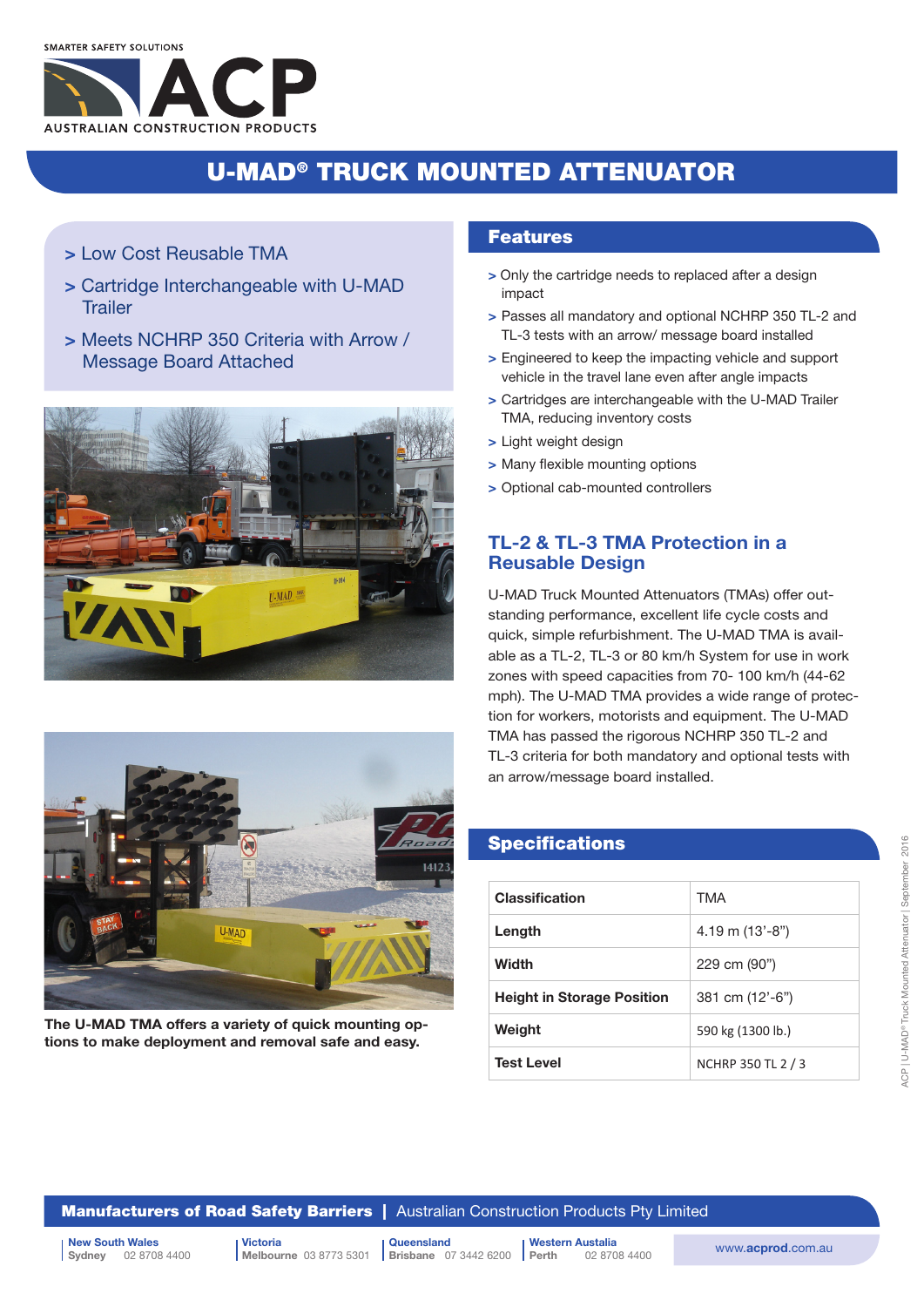SMARTER SAFETY SOLUTIONS

ACP

AUSTRALIAN CONSTRUCTION PRODUCTS

# U-MAD® TRUCK MOUNTED ATTENUATOR

> Low Cost Reusable TMA

> Cartridge Interchangeable with U-MAD Trailer

> Meets NCHRP 350 Criteria with Arrow / Message Board Attached

The U-MAD TMA offers a variety of quick mounting options to make deployment and removal safe and easy.

## Features

> Only the cartridge needs to replaced after a design impact

> Passes all mandatory and optional NCHRP 350 TL-2 and TL-3 tests with an arrow/ message board installed

> Engineered to keep the impacting vehicle and support vehicle in the travel lane even after angle impacts

> Cartridges are interchangeable with the U-MAD Trailer TMA, reducing inventory costs

> Light weight design

> Many flexible mounting options

> Optional cab-mounted controllers

## TL-2 & TL-3 TMA Protection in a Reusable Design

U-MAD Truck Mounted Attenuators (TMAs) offer outstanding performance, excellent life cycle costs and quick, simple refurbishment. The U-MAD TMA is available as a TL-2, TL-3 or 80 km/h System for use in work zones with speed capacities from 70- 100 km/h (44-62 mph). The U-MAD TMA provides a wide range of protection for workers, motorists and equipment. The U-MAD TMA has passed the rigorous NCHRP 350 TL-2 and TL-3 criteria for both mandatory and optional tests with an arrow/message board installed.

## Specifications

| | |
|---|---|
| **Classification** | TMA |
| **Length** | 4.19 m (13'-8") |
| **Width** | 229 cm (90") |
| **Height in Storage Position** | 381 cm (12'-6") |
| **Weight** | 590 kg (1300 lb.) |
| **Test Level** | NCHRP 350 TL 2 / 3 |

**Manufacturers of Road Safety Barriers** | Australian Construction Products Pty Limited

**New South Wales** Sydney 02 8708 4400 | **Victoria** Melbourne 03 8773 5301 | **Queensland** Brisbane 07 3442 6200 | **Western Austalia** Perth 02 8708 4400

www.acprod.com.au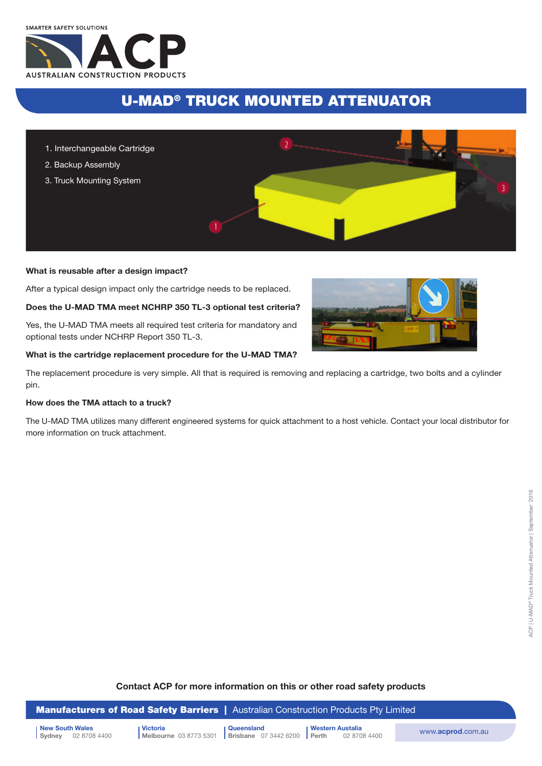SMARTER SAFETY SOLUTIONS

ACP

AUSTRALIAN CONSTRUCTION PRODUCTS

# U-MAD® TRUCK MOUNTED ATTENUATOR

1. Interchangeable Cartridge
2. Backup Assembly
3. Truck Mounting System

**What is reusable after a design impact?**

After a typical design impact only the cartridge needs to be replaced.

**Does the U-MAD TMA meet NCHRP 350 TL-3 optional test criteria?**

Yes, the U-MAD TMA meets all required test criteria for mandatory and optional tests under NCHRP Report 350 TL-3.

**What is the cartridge replacement procedure for the U-MAD TMA?**

The replacement procedure is very simple. All that is required is removing and replacing a cartridge, two bolts and a cylinder pin.

**How does the TMA attach to a truck?**

The U-MAD TMA utilizes many different engineered systems for quick attachment to a host vehicle. Contact your local distributor for more information on truck attachment.

**Contact ACP for more information on this or other road safety products**

**Manufacturers of Road Safety Barriers** | Australian Construction Products Pty Limited

**New South Wales**
**Sydney** 02 8708 4400

**Victoria**
**Melbourne** 03 8773 5301

**Queensland**
**Brisbane** 07 3442 6200

**Western Austalia**
**Perth** 02 8708 4400

www.**acprod**.com.au

ACP | U-MAD® Truck Mounted Attenuator | September 2016